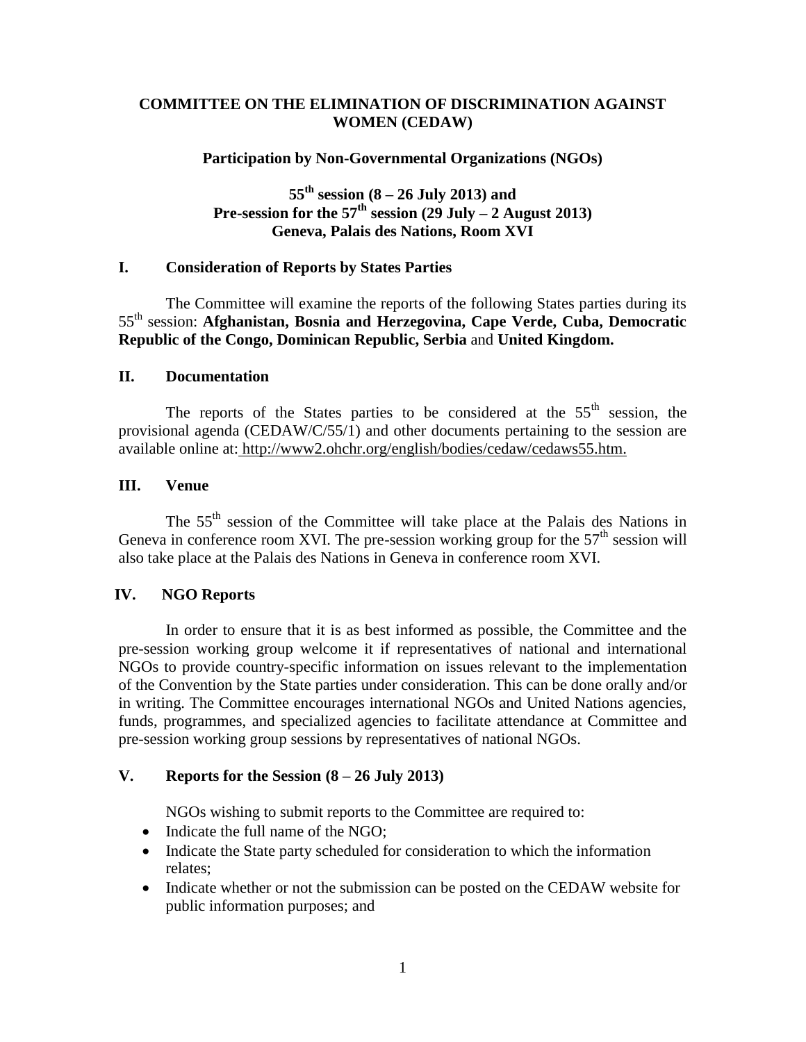# COMMITTEE ON THE ELIMINATION OF DISCRIMINATION AGAINST WOMEN (CEDAW)

**Participation by Non-Governmental Organizations (NGOs)**

**55th session (8 – 26 July 2013) and**
**Pre-session for the 57th session (29 July – 2 August 2013)**
**Geneva, Palais des Nations, Room XVI**

## I. Consideration of Reports by States Parties

The Committee will examine the reports of the following States parties during its 55th session: **Afghanistan, Bosnia and Herzegovina, Cape Verde, Cuba, Democratic Republic of the Congo, Dominican Republic, Serbia** and **United Kingdom.**

## II. Documentation

The reports of the States parties to be considered at the 55th session, the provisional agenda (CEDAW/C/55/1) and other documents pertaining to the session are available online at: http://www2.ohchr.org/english/bodies/cedaw/cedaws55.htm.

## III. Venue

The 55th session of the Committee will take place at the Palais des Nations in Geneva in conference room XVI. The pre-session working group for the 57th session will also take place at the Palais des Nations in Geneva in conference room XVI.

## IV. NGO Reports

In order to ensure that it is as best informed as possible, the Committee and the pre-session working group welcome it if representatives of national and international NGOs to provide country-specific information on issues relevant to the implementation of the Convention by the State parties under consideration. This can be done orally and/or in writing. The Committee encourages international NGOs and United Nations agencies, funds, programmes, and specialized agencies to facilitate attendance at Committee and pre-session working group sessions by representatives of national NGOs.

## V. Reports for the Session (8 – 26 July 2013)

NGOs wishing to submit reports to the Committee are required to:

- Indicate the full name of the NGO;
- Indicate the State party scheduled for consideration to which the information relates;
- Indicate whether or not the submission can be posted on the CEDAW website for public information purposes; and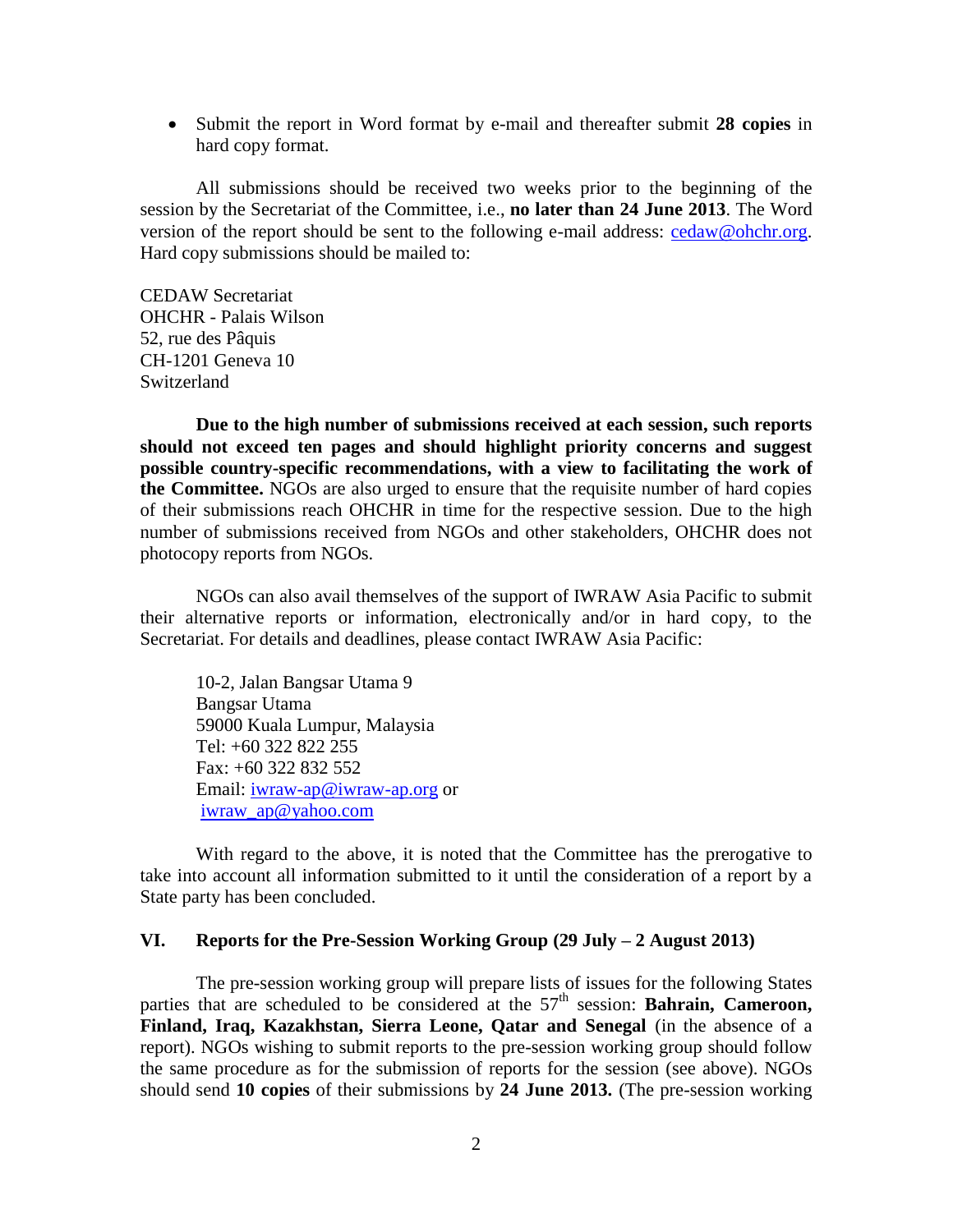- Submit the report in Word format by e-mail and thereafter submit **28 copies** in hard copy format.

All submissions should be received two weeks prior to the beginning of the session by the Secretariat of the Committee, i.e., **no later than 24 June 2013**. The Word version of the report should be sent to the following e-mail address: cedaw@ohchr.org. Hard copy submissions should be mailed to:

CEDAW Secretariat
OHCHR - Palais Wilson
52, rue des Pâquis
CH-1201 Geneva 10
Switzerland

**Due to the high number of submissions received at each session, such reports should not exceed ten pages and should highlight priority concerns and suggest possible country-specific recommendations, with a view to facilitating the work of the Committee.** NGOs are also urged to ensure that the requisite number of hard copies of their submissions reach OHCHR in time for the respective session. Due to the high number of submissions received from NGOs and other stakeholders, OHCHR does not photocopy reports from NGOs.

NGOs can also avail themselves of the support of IWRAW Asia Pacific to submit their alternative reports or information, electronically and/or in hard copy, to the Secretariat. For details and deadlines, please contact IWRAW Asia Pacific:

10-2, Jalan Bangsar Utama 9
Bangsar Utama
59000 Kuala Lumpur, Malaysia
Tel: +60 322 822 255
Fax: +60 322 832 552
Email: iwraw-ap@iwraw-ap.org or
iwraw_ap@yahoo.com

With regard to the above, it is noted that the Committee has the prerogative to take into account all information submitted to it until the consideration of a report by a State party has been concluded.

## VI. Reports for the Pre-Session Working Group (29 July – 2 August 2013)

The pre-session working group will prepare lists of issues for the following States parties that are scheduled to be considered at the 57th session: **Bahrain, Cameroon, Finland, Iraq, Kazakhstan, Sierra Leone, Qatar and Senegal** (in the absence of a report). NGOs wishing to submit reports to the pre-session working group should follow the same procedure as for the submission of reports for the session (see above). NGOs should send **10 copies** of their submissions by **24 June 2013.** (The pre-session working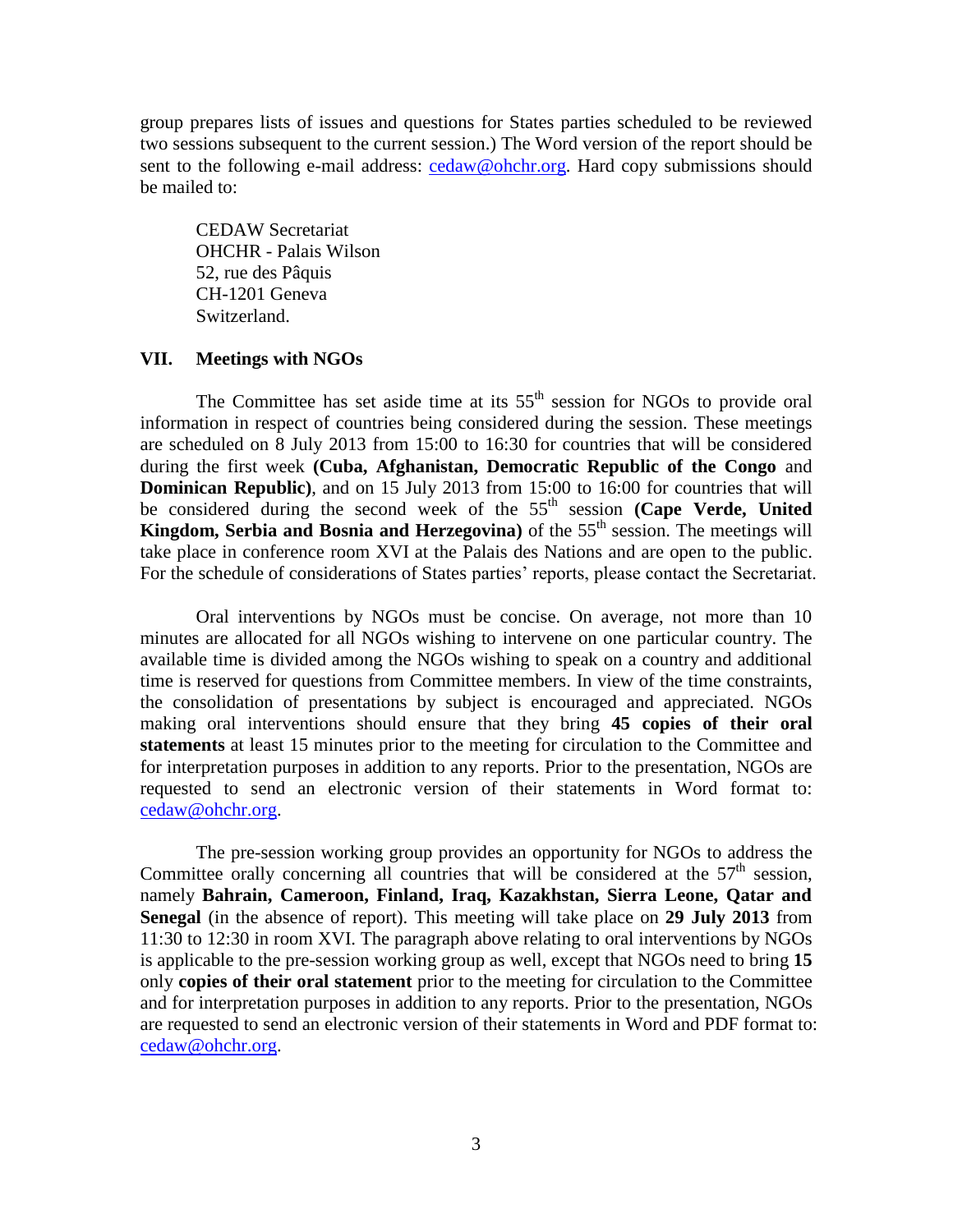group prepares lists of issues and questions for States parties scheduled to be reviewed two sessions subsequent to the current session.) The Word version of the report should be sent to the following e-mail address: cedaw@ohchr.org. Hard copy submissions should be mailed to:

CEDAW Secretariat
OHCHR - Palais Wilson
52, rue des Pâquis
CH-1201 Geneva
Switzerland.

## VII. Meetings with NGOs

The Committee has set aside time at its 55th session for NGOs to provide oral information in respect of countries being considered during the session. These meetings are scheduled on 8 July 2013 from 15:00 to 16:30 for countries that will be considered during the first week **(Cuba, Afghanistan, Democratic Republic of the Congo** and **Dominican Republic)**, and on 15 July 2013 from 15:00 to 16:00 for countries that will be considered during the second week of the 55th session **(Cape Verde, United Kingdom, Serbia and Bosnia and Herzegovina)** of the 55th session. The meetings will take place in conference room XVI at the Palais des Nations and are open to the public. For the schedule of considerations of States parties' reports, please contact the Secretariat.

Oral interventions by NGOs must be concise. On average, not more than 10 minutes are allocated for all NGOs wishing to intervene on one particular country. The available time is divided among the NGOs wishing to speak on a country and additional time is reserved for questions from Committee members. In view of the time constraints, the consolidation of presentations by subject is encouraged and appreciated. NGOs making oral interventions should ensure that they bring **45 copies of their oral statements** at least 15 minutes prior to the meeting for circulation to the Committee and for interpretation purposes in addition to any reports. Prior to the presentation, NGOs are requested to send an electronic version of their statements in Word format to: cedaw@ohchr.org.

The pre-session working group provides an opportunity for NGOs to address the Committee orally concerning all countries that will be considered at the 57th session, namely **Bahrain, Cameroon, Finland, Iraq, Kazakhstan, Sierra Leone, Qatar and Senegal** (in the absence of report). This meeting will take place on **29 July 2013** from 11:30 to 12:30 in room XVI. The paragraph above relating to oral interventions by NGOs is applicable to the pre-session working group as well, except that NGOs need to bring **15** only **copies of their oral statement** prior to the meeting for circulation to the Committee and for interpretation purposes in addition to any reports. Prior to the presentation, NGOs are requested to send an electronic version of their statements in Word and PDF format to: cedaw@ohchr.org.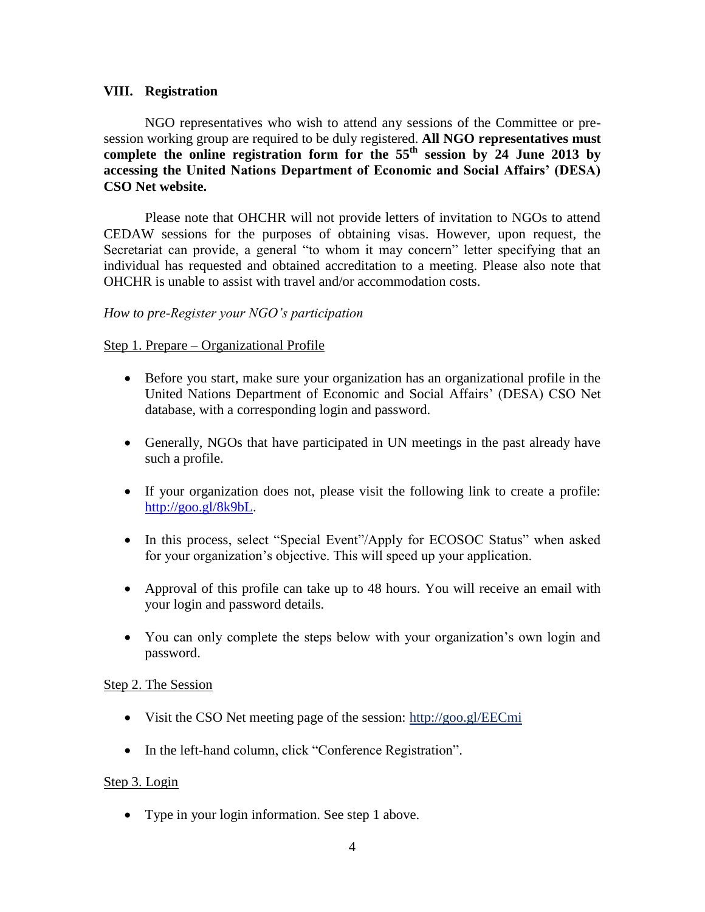## VIII. Registration

NGO representatives who wish to attend any sessions of the Committee or pre-session working group are required to be duly registered. **All NGO representatives must complete the online registration form for the 55th session by 24 June 2013 by accessing the United Nations Department of Economic and Social Affairs' (DESA) CSO Net website.**

Please note that OHCHR will not provide letters of invitation to NGOs to attend CEDAW sessions for the purposes of obtaining visas. However, upon request, the Secretariat can provide, a general "to whom it may concern" letter specifying that an individual has requested and obtained accreditation to a meeting. Please also note that OHCHR is unable to assist with travel and/or accommodation costs.

*How to pre-Register your NGO's participation*

Step 1. Prepare – Organizational Profile

- Before you start, make sure your organization has an organizational profile in the United Nations Department of Economic and Social Affairs' (DESA) CSO Net database, with a corresponding login and password.
- Generally, NGOs that have participated in UN meetings in the past already have such a profile.
- If your organization does not, please visit the following link to create a profile: http://goo.gl/8k9bL.
- In this process, select "Special Event"/Apply for ECOSOC Status" when asked for your organization's objective. This will speed up your application.
- Approval of this profile can take up to 48 hours. You will receive an email with your login and password details.
- You can only complete the steps below with your organization's own login and password.

Step 2. The Session

- Visit the CSO Net meeting page of the session: http://goo.gl/EECmi
- In the left-hand column, click "Conference Registration".

Step 3. Login

- Type in your login information. See step 1 above.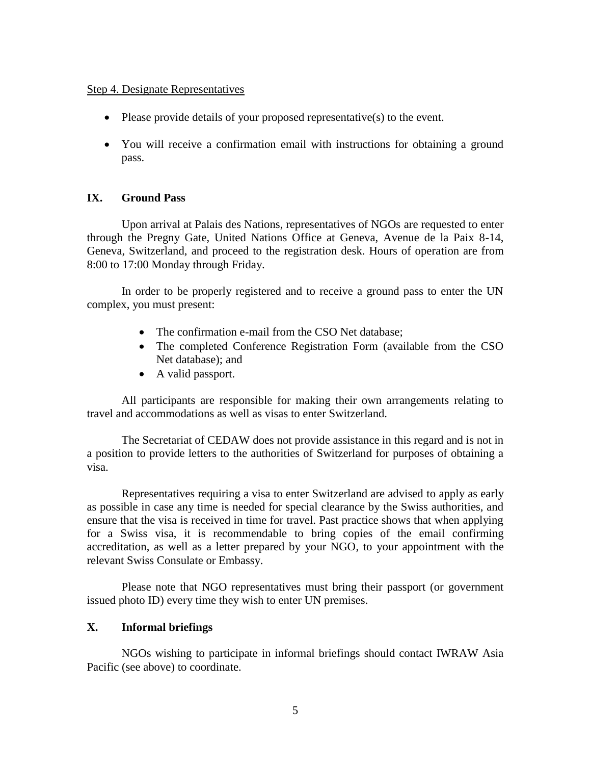Step 4. Designate Representatives

- Please provide details of your proposed representative(s) to the event.
- You will receive a confirmation email with instructions for obtaining a ground pass.

## IX. Ground Pass

Upon arrival at Palais des Nations, representatives of NGOs are requested to enter through the Pregny Gate, United Nations Office at Geneva, Avenue de la Paix 8-14, Geneva, Switzerland, and proceed to the registration desk. Hours of operation are from 8:00 to 17:00 Monday through Friday.

In order to be properly registered and to receive a ground pass to enter the UN complex, you must present:

- The confirmation e-mail from the CSO Net database;
- The completed Conference Registration Form (available from the CSO Net database); and
- A valid passport.

All participants are responsible for making their own arrangements relating to travel and accommodations as well as visas to enter Switzerland.

The Secretariat of CEDAW does not provide assistance in this regard and is not in a position to provide letters to the authorities of Switzerland for purposes of obtaining a visa.

Representatives requiring a visa to enter Switzerland are advised to apply as early as possible in case any time is needed for special clearance by the Swiss authorities, and ensure that the visa is received in time for travel. Past practice shows that when applying for a Swiss visa, it is recommendable to bring copies of the email confirming accreditation, as well as a letter prepared by your NGO, to your appointment with the relevant Swiss Consulate or Embassy.

Please note that NGO representatives must bring their passport (or government issued photo ID) every time they wish to enter UN premises.

## X. Informal briefings

NGOs wishing to participate in informal briefings should contact IWRAW Asia Pacific (see above) to coordinate.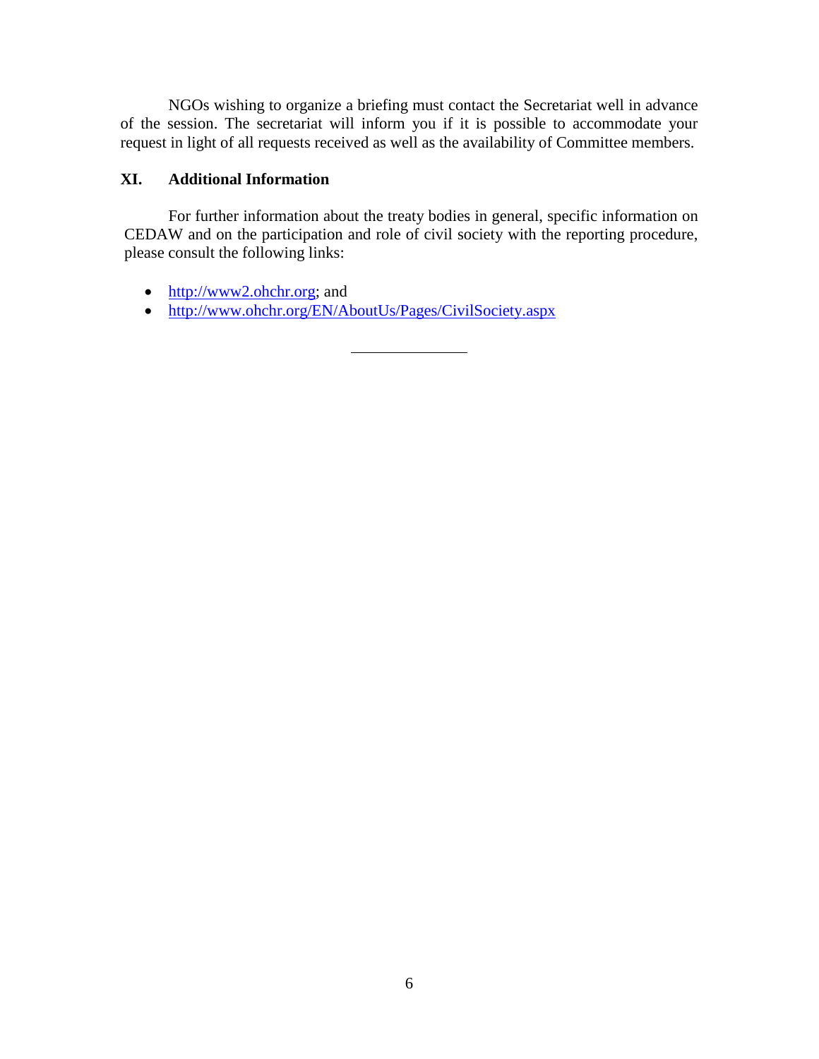NGOs wishing to organize a briefing must contact the Secretariat well in advance of the session. The secretariat will inform you if it is possible to accommodate your request in light of all requests received as well as the availability of Committee members.

## XI. Additional Information

For further information about the treaty bodies in general, specific information on CEDAW and on the participation and role of civil society with the reporting procedure, please consult the following links:

- http://www2.ohchr.org; and
- http://www.ohchr.org/EN/AboutUs/Pages/CivilSociety.aspx

---